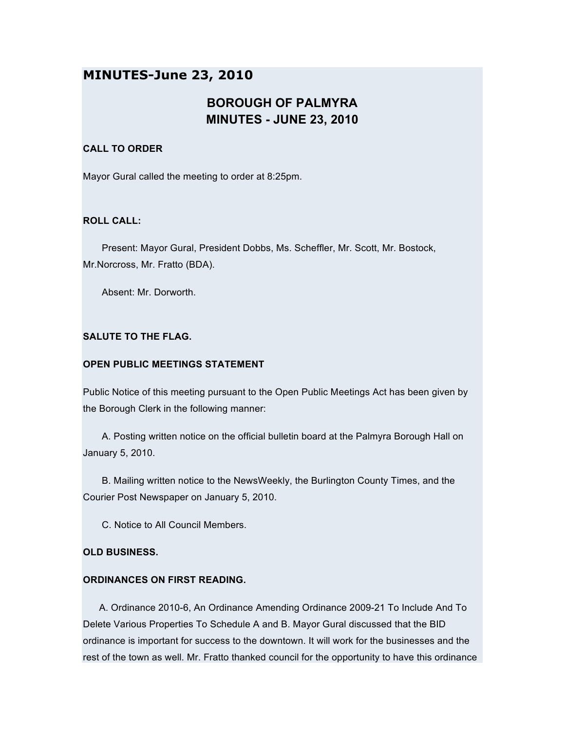# MINUTES-June 23, 2010

## BOROUGH OF PALMYRA
## MINUTES - JUNE 23, 2010

**CALL TO ORDER**

Mayor Gural called the meeting to order at 8:25pm.

**ROLL CALL:**

Present: Mayor Gural, President Dobbs, Ms. Scheffler, Mr. Scott, Mr. Bostock, Mr.Norcross, Mr. Fratto (BDA).

Absent: Mr. Dorworth.

**SALUTE TO THE FLAG.**

**OPEN PUBLIC MEETINGS STATEMENT**

Public Notice of this meeting pursuant to the Open Public Meetings Act has been given by the Borough Clerk in the following manner:

A. Posting written notice on the official bulletin board at the Palmyra Borough Hall on January 5, 2010.

B. Mailing written notice to the NewsWeekly, the Burlington County Times, and the Courier Post Newspaper on January 5, 2010.

C. Notice to All Council Members.

**OLD BUSINESS.**

**ORDINANCES ON FIRST READING.**

A. Ordinance 2010-6, An Ordinance Amending Ordinance 2009-21 To Include And To Delete Various Properties To Schedule A and B. Mayor Gural discussed that the BID ordinance is important for success to the downtown. It will work for the businesses and the rest of the town as well. Mr. Fratto thanked council for the opportunity to have this ordinance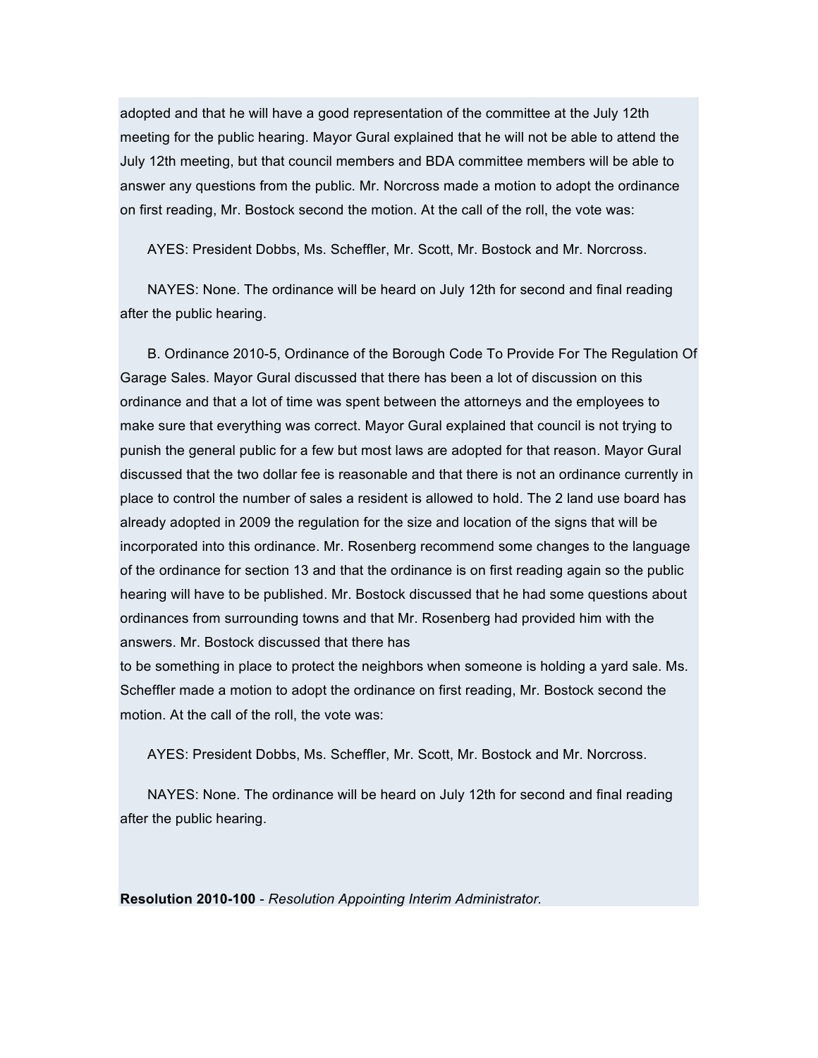adopted and that he will have a good representation of the committee at the July 12th meeting for the public hearing. Mayor Gural explained that he will not be able to attend the July 12th meeting, but that council members and BDA committee members will be able to answer any questions from the public. Mr. Norcross made a motion to adopt the ordinance on first reading, Mr. Bostock second the motion. At the call of the roll, the vote was:

AYES: President Dobbs, Ms. Scheffler, Mr. Scott, Mr. Bostock and Mr. Norcross.

NAYES: None. The ordinance will be heard on July 12th for second and final reading after the public hearing.

B. Ordinance 2010-5, Ordinance of the Borough Code To Provide For The Regulation Of Garage Sales. Mayor Gural discussed that there has been a lot of discussion on this ordinance and that a lot of time was spent between the attorneys and the employees to make sure that everything was correct. Mayor Gural explained that council is not trying to punish the general public for a few but most laws are adopted for that reason. Mayor Gural discussed that the two dollar fee is reasonable and that there is not an ordinance currently in place to control the number of sales a resident is allowed to hold. The 2 land use board has already adopted in 2009 the regulation for the size and location of the signs that will be incorporated into this ordinance. Mr. Rosenberg recommend some changes to the language of the ordinance for section 13 and that the ordinance is on first reading again so the public hearing will have to be published. Mr. Bostock discussed that he had some questions about ordinances from surrounding towns and that Mr. Rosenberg had provided him with the answers. Mr. Bostock discussed that there has to be something in place to protect the neighbors when someone is holding a yard sale. Ms. Scheffler made a motion to adopt the ordinance on first reading, Mr. Bostock second the motion. At the call of the roll, the vote was:

AYES: President Dobbs, Ms. Scheffler, Mr. Scott, Mr. Bostock and Mr. Norcross.

NAYES: None. The ordinance will be heard on July 12th for second and final reading after the public hearing.

**Resolution 2010-100** - *Resolution Appointing Interim Administrator.*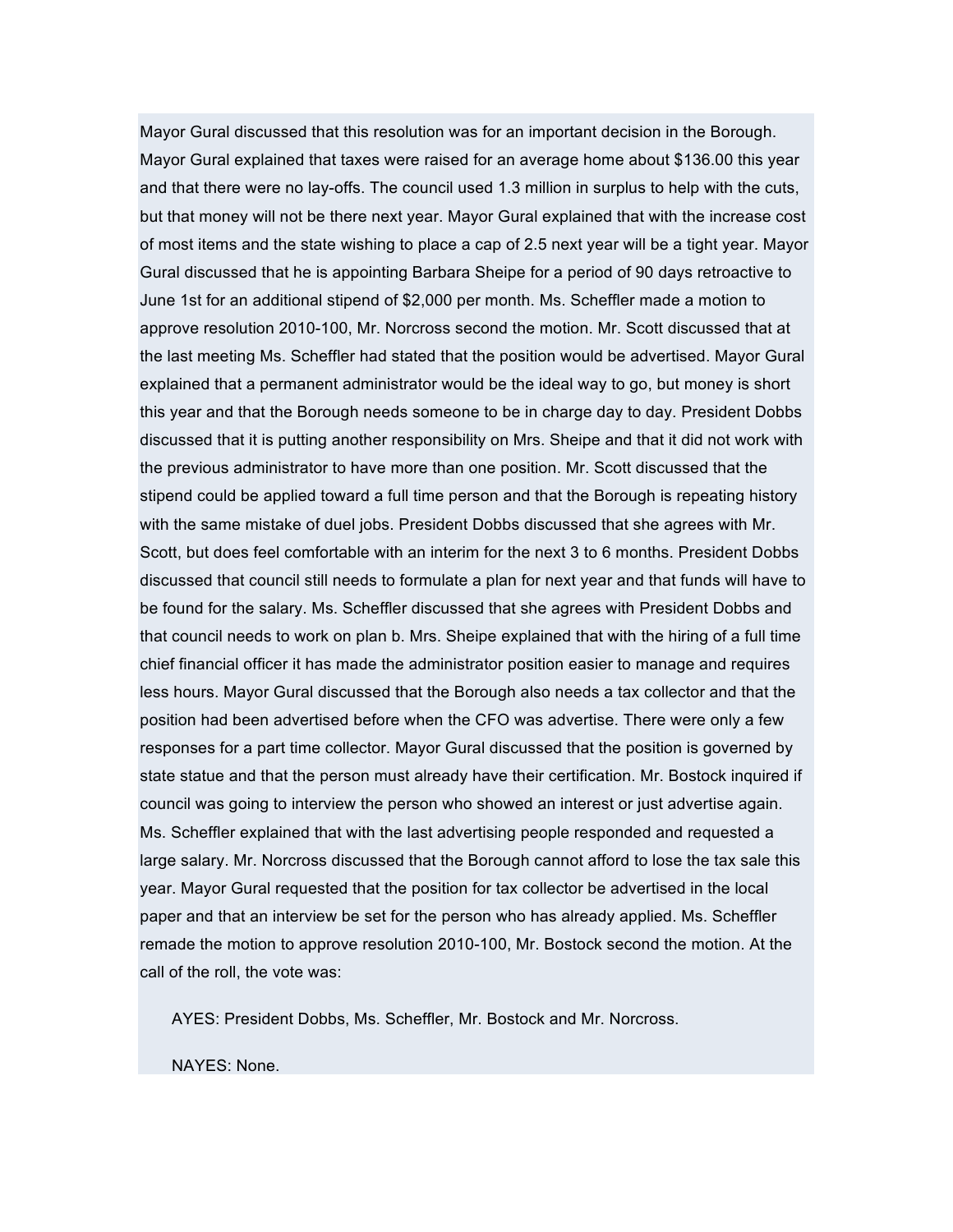Mayor Gural discussed that this resolution was for an important decision in the Borough. Mayor Gural explained that taxes were raised for an average home about $136.00 this year and that there were no lay-offs. The council used 1.3 million in surplus to help with the cuts, but that money will not be there next year. Mayor Gural explained that with the increase cost of most items and the state wishing to place a cap of 2.5 next year will be a tight year. Mayor Gural discussed that he is appointing Barbara Sheipe for a period of 90 days retroactive to June 1st for an additional stipend of $2,000 per month. Ms. Scheffler made a motion to approve resolution 2010-100, Mr. Norcross second the motion. Mr. Scott discussed that at the last meeting Ms. Scheffler had stated that the position would be advertised. Mayor Gural explained that a permanent administrator would be the ideal way to go, but money is short this year and that the Borough needs someone to be in charge day to day. President Dobbs discussed that it is putting another responsibility on Mrs. Sheipe and that it did not work with the previous administrator to have more than one position. Mr. Scott discussed that the stipend could be applied toward a full time person and that the Borough is repeating history with the same mistake of duel jobs. President Dobbs discussed that she agrees with Mr. Scott, but does feel comfortable with an interim for the next 3 to 6 months. President Dobbs discussed that council still needs to formulate a plan for next year and that funds will have to be found for the salary. Ms. Scheffler discussed that she agrees with President Dobbs and that council needs to work on plan b. Mrs. Sheipe explained that with the hiring of a full time chief financial officer it has made the administrator position easier to manage and requires less hours. Mayor Gural discussed that the Borough also needs a tax collector and that the position had been advertised before when the CFO was advertise. There were only a few responses for a part time collector. Mayor Gural discussed that the position is governed by state statue and that the person must already have their certification. Mr. Bostock inquired if council was going to interview the person who showed an interest or just advertise again. Ms. Scheffler explained that with the last advertising people responded and requested a large salary. Mr. Norcross discussed that the Borough cannot afford to lose the tax sale this year. Mayor Gural requested that the position for tax collector be advertised in the local paper and that an interview be set for the person who has already applied. Ms. Scheffler remade the motion to approve resolution 2010-100, Mr. Bostock second the motion. At the call of the roll, the vote was:

AYES: President Dobbs, Ms. Scheffler, Mr. Bostock and Mr. Norcross.

NAYES: None.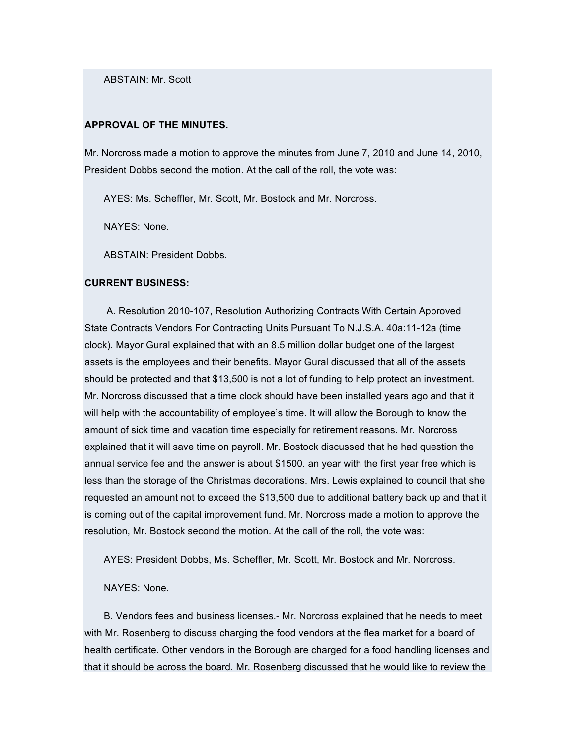ABSTAIN: Mr. Scott

**APPROVAL OF THE MINUTES.**

Mr. Norcross made a motion to approve the minutes from June 7, 2010 and June 14, 2010, President Dobbs second the motion. At the call of the roll, the vote was:

AYES: Ms. Scheffler, Mr. Scott, Mr. Bostock and Mr. Norcross.

NAYES: None.

ABSTAIN: President Dobbs.

**CURRENT BUSINESS:**

A. Resolution 2010-107, Resolution Authorizing Contracts With Certain Approved State Contracts Vendors For Contracting Units Pursuant To N.J.S.A. 40a:11-12a (time clock). Mayor Gural explained that with an 8.5 million dollar budget one of the largest assets is the employees and their benefits. Mayor Gural discussed that all of the assets should be protected and that $13,500 is not a lot of funding to help protect an investment. Mr. Norcross discussed that a time clock should have been installed years ago and that it will help with the accountability of employee's time. It will allow the Borough to know the amount of sick time and vacation time especially for retirement reasons. Mr. Norcross explained that it will save time on payroll. Mr. Bostock discussed that he had question the annual service fee and the answer is about $1500. an year with the first year free which is less than the storage of the Christmas decorations. Mrs. Lewis explained to council that she requested an amount not to exceed the $13,500 due to additional battery back up and that it is coming out of the capital improvement fund. Mr. Norcross made a motion to approve the resolution, Mr. Bostock second the motion. At the call of the roll, the vote was:

AYES: President Dobbs, Ms. Scheffler, Mr. Scott, Mr. Bostock and Mr. Norcross.

NAYES: None.

B. Vendors fees and business licenses.- Mr. Norcross explained that he needs to meet with Mr. Rosenberg to discuss charging the food vendors at the flea market for a board of health certificate. Other vendors in the Borough are charged for a food handling licenses and that it should be across the board. Mr. Rosenberg discussed that he would like to review the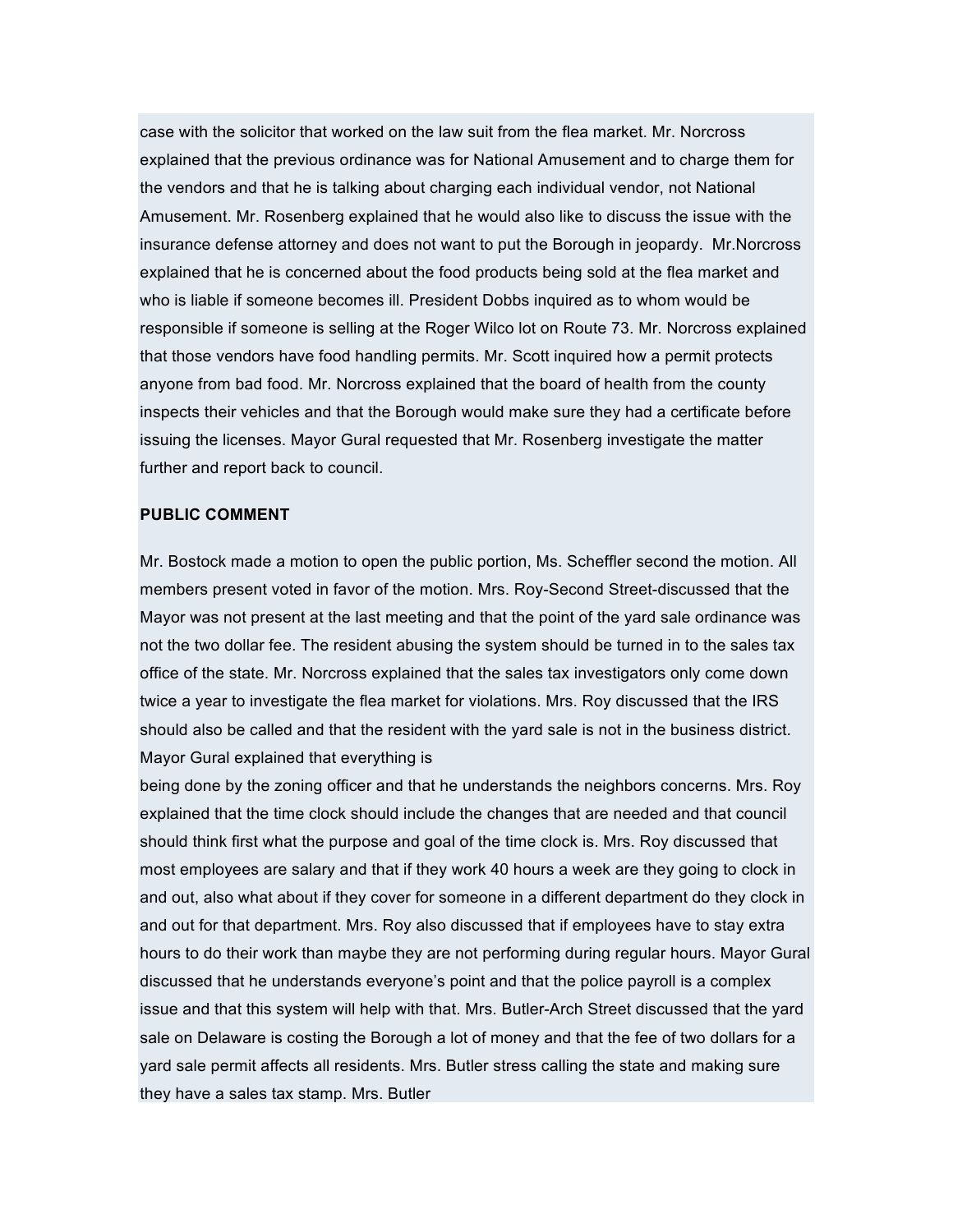case with the solicitor that worked on the law suit from the flea market. Mr. Norcross explained that the previous ordinance was for National Amusement and to charge them for the vendors and that he is talking about charging each individual vendor, not National Amusement. Mr. Rosenberg explained that he would also like to discuss the issue with the insurance defense attorney and does not want to put the Borough in jeopardy. Mr.Norcross explained that he is concerned about the food products being sold at the flea market and who is liable if someone becomes ill. President Dobbs inquired as to whom would be responsible if someone is selling at the Roger Wilco lot on Route 73. Mr. Norcross explained that those vendors have food handling permits. Mr. Scott inquired how a permit protects anyone from bad food. Mr. Norcross explained that the board of health from the county inspects their vehicles and that the Borough would make sure they had a certificate before issuing the licenses. Mayor Gural requested that Mr. Rosenberg investigate the matter further and report back to council.

**PUBLIC COMMENT**

Mr. Bostock made a motion to open the public portion, Ms. Scheffler second the motion. All members present voted in favor of the motion. Mrs. Roy-Second Street-discussed that the Mayor was not present at the last meeting and that the point of the yard sale ordinance was not the two dollar fee. The resident abusing the system should be turned in to the sales tax office of the state. Mr. Norcross explained that the sales tax investigators only come down twice a year to investigate the flea market for violations. Mrs. Roy discussed that the IRS should also be called and that the resident with the yard sale is not in the business district. Mayor Gural explained that everything is being done by the zoning officer and that he understands the neighbors concerns. Mrs. Roy explained that the time clock should include the changes that are needed and that council should think first what the purpose and goal of the time clock is. Mrs. Roy discussed that most employees are salary and that if they work 40 hours a week are they going to clock in and out, also what about if they cover for someone in a different department do they clock in and out for that department. Mrs. Roy also discussed that if employees have to stay extra hours to do their work than maybe they are not performing during regular hours. Mayor Gural discussed that he understands everyone's point and that the police payroll is a complex issue and that this system will help with that. Mrs. Butler-Arch Street discussed that the yard sale on Delaware is costing the Borough a lot of money and that the fee of two dollars for a yard sale permit affects all residents. Mrs. Butler stress calling the state and making sure they have a sales tax stamp. Mrs. Butler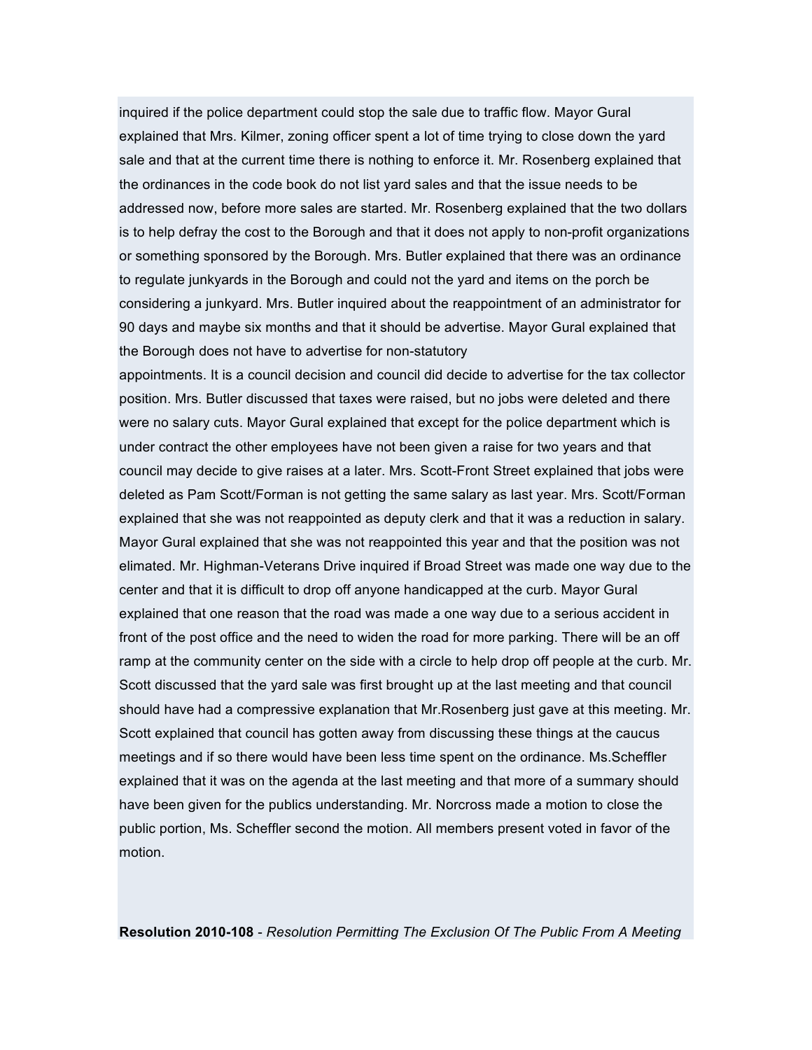inquired if the police department could stop the sale due to traffic flow. Mayor Gural explained that Mrs. Kilmer, zoning officer spent a lot of time trying to close down the yard sale and that at the current time there is nothing to enforce it. Mr. Rosenberg explained that the ordinances in the code book do not list yard sales and that the issue needs to be addressed now, before more sales are started. Mr. Rosenberg explained that the two dollars is to help defray the cost to the Borough and that it does not apply to non-profit organizations or something sponsored by the Borough. Mrs. Butler explained that there was an ordinance to regulate junkyards in the Borough and could not the yard and items on the porch be considering a junkyard. Mrs. Butler inquired about the reappointment of an administrator for 90 days and maybe six months and that it should be advertise. Mayor Gural explained that the Borough does not have to advertise for non-statutory appointments. It is a council decision and council did decide to advertise for the tax collector position. Mrs. Butler discussed that taxes were raised, but no jobs were deleted and there were no salary cuts. Mayor Gural explained that except for the police department which is under contract the other employees have not been given a raise for two years and that council may decide to give raises at a later. Mrs. Scott-Front Street explained that jobs were deleted as Pam Scott/Forman is not getting the same salary as last year. Mrs. Scott/Forman explained that she was not reappointed as deputy clerk and that it was a reduction in salary. Mayor Gural explained that she was not reappointed this year and that the position was not elimated. Mr. Highman-Veterans Drive inquired if Broad Street was made one way due to the center and that it is difficult to drop off anyone handicapped at the curb. Mayor Gural explained that one reason that the road was made a one way due to a serious accident in front of the post office and the need to widen the road for more parking. There will be an off ramp at the community center on the side with a circle to help drop off people at the curb. Mr. Scott discussed that the yard sale was first brought up at the last meeting and that council should have had a compressive explanation that Mr.Rosenberg just gave at this meeting. Mr. Scott explained that council has gotten away from discussing these things at the caucus meetings and if so there would have been less time spent on the ordinance. Ms.Scheffler explained that it was on the agenda at the last meeting and that more of a summary should have been given for the publics understanding. Mr. Norcross made a motion to close the public portion, Ms. Scheffler second the motion. All members present voted in favor of the motion.

**Resolution 2010-108** - *Resolution Permitting The Exclusion Of The Public From A Meeting*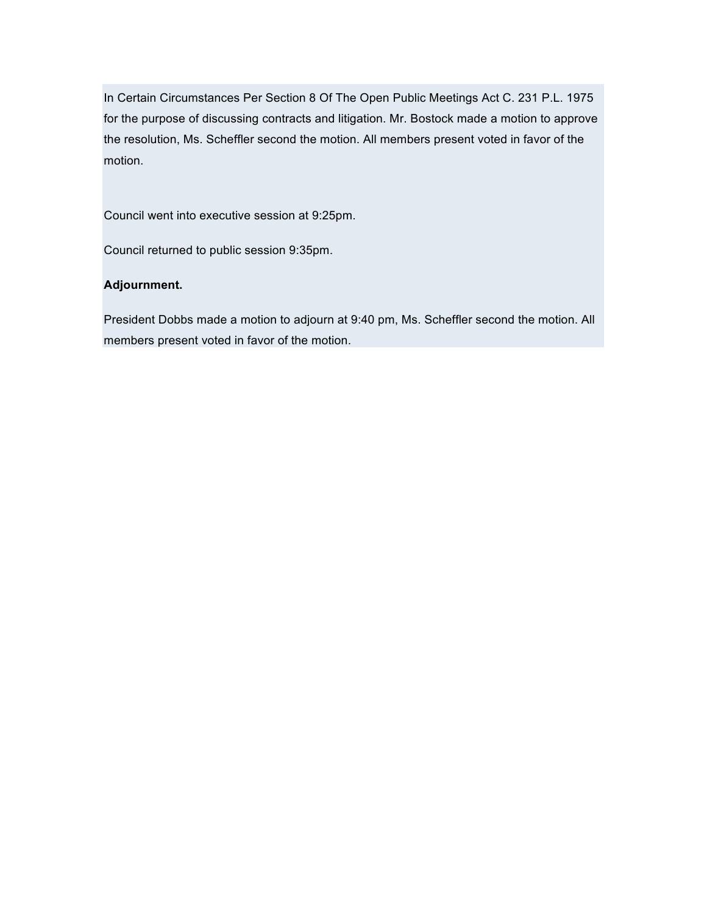In Certain Circumstances Per Section 8 Of The Open Public Meetings Act C. 231 P.L. 1975 for the purpose of discussing contracts and litigation. Mr. Bostock made a motion to approve the resolution, Ms. Scheffler second the motion. All members present voted in favor of the motion.

Council went into executive session at 9:25pm.

Council returned to public session 9:35pm.

**Adjournment.**

President Dobbs made a motion to adjourn at 9:40 pm, Ms. Scheffler second the motion. All members present voted in favor of the motion.